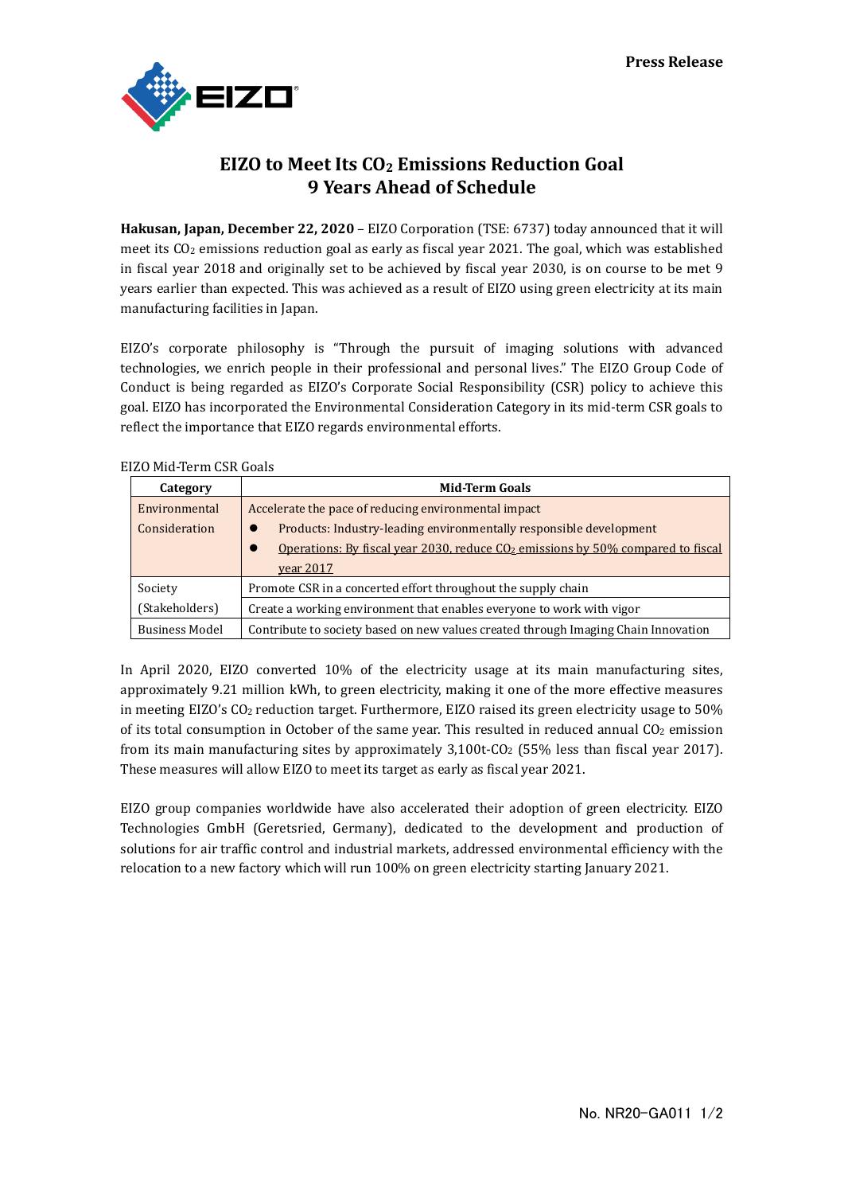Press Release

# EIZO to Meet Its $CO_2$ Emissions Reduction Goal 9 Years Ahead of Schedule

**Hakusan, Japan, December 22, 2020** – EIZO Corporation (TSE: 6737) today announced that it will meet its $CO_2$ emissions reduction goal as early as fiscal year 2021. The goal, which was established in fiscal year 2018 and originally set to be achieved by fiscal year 2030, is on course to be met 9 years earlier than expected. This was achieved as a result of EIZO using green electricity at its main manufacturing facilities in Japan.

EIZO's corporate philosophy is "Through the pursuit of imaging solutions with advanced technologies, we enrich people in their professional and personal lives." The EIZO Group Code of Conduct is being regarded as EIZO's Corporate Social Responsibility (CSR) policy to achieve this goal. EIZO has incorporated the Environmental Consideration Category in its mid-term CSR goals to reflect the importance that EIZO regards environmental efforts.

EIZO Mid-Term CSR Goals

| Category | Mid-Term Goals |
|---|---|
| Environmental Consideration | Accelerate the pace of reducing environmental impact<br>● Products: Industry-leading environmentally responsible development<br>● <u>Operations: By fiscal year 2030, reduce $CO_2$ emissions by 50% compared to fiscal year 2017</u> |
| Society (Stakeholders) | Promote CSR in a concerted effort throughout the supply chain<br>Create a working environment that enables everyone to work with vigor |
| Business Model | Contribute to society based on new values created through Imaging Chain Innovation |

In April 2020, EIZO converted 10% of the electricity usage at its main manufacturing sites, approximately 9.21 million kWh, to green electricity, making it one of the more effective measures in meeting EIZO's $CO_2$ reduction target. Furthermore, EIZO raised its green electricity usage to 50% of its total consumption in October of the same year. This resulted in reduced annual $CO_2$ emission from its main manufacturing sites by approximately 3,100t-$CO_2$ (55% less than fiscal year 2017). These measures will allow EIZO to meet its target as early as fiscal year 2021.

EIZO group companies worldwide have also accelerated their adoption of green electricity. EIZO Technologies GmbH (Geretsried, Germany), dedicated to the development and production of solutions for air traffic control and industrial markets, addressed environmental efficiency with the relocation to a new factory which will run 100% on green electricity starting January 2021.

No. NR20-GA011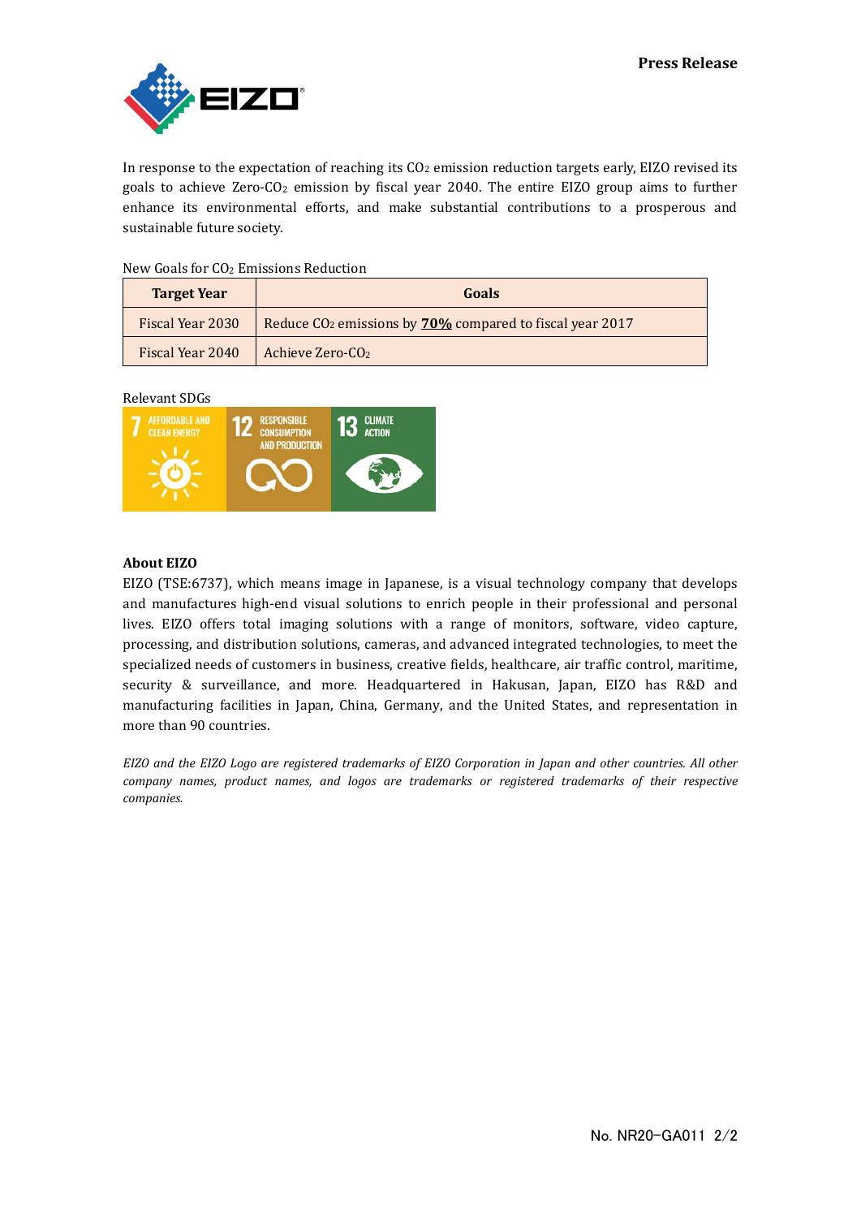In response to the expectation of reaching its $CO_2$ emission reduction targets early, EIZO revised its goals to achieve Zero-$CO_2$ emission by fiscal year 2040. The entire EIZO group aims to further enhance its environmental efforts, and make substantial contributions to a prosperous and sustainable future society.

New Goals for $CO_2$ Emissions Reduction

| Target Year | Goals |
|---|---|
| Fiscal Year 2030 | Reduce $CO_2$ emissions by **70%** compared to fiscal year 2017 |
| Fiscal Year 2040 | Achieve Zero-$CO_2$ |

Relevant SDGs

7 AFFORDABLE AND CLEAN ENERGY

12 RESPONSIBLE CONSUMPTION AND PRODUCTION

13 CLIMATE ACTION

**About EIZO**

EIZO (TSE:6737), which means image in Japanese, is a visual technology company that develops and manufactures high-end visual solutions to enrich people in their professional and personal lives. EIZO offers total imaging solutions with a range of monitors, software, video capture, processing, and distribution solutions, cameras, and advanced integrated technologies, to meet the specialized needs of customers in business, creative fields, healthcare, air traffic control, maritime, security & surveillance, and more. Headquartered in Hakusan, Japan, EIZO has R&D and manufacturing facilities in Japan, China, Germany, and the United States, and representation in more than 90 countries.

*EIZO and the EIZO Logo are registered trademarks of EIZO Corporation in Japan and other countries. All other company names, product names, and logos are trademarks or registered trademarks of their respective companies.*